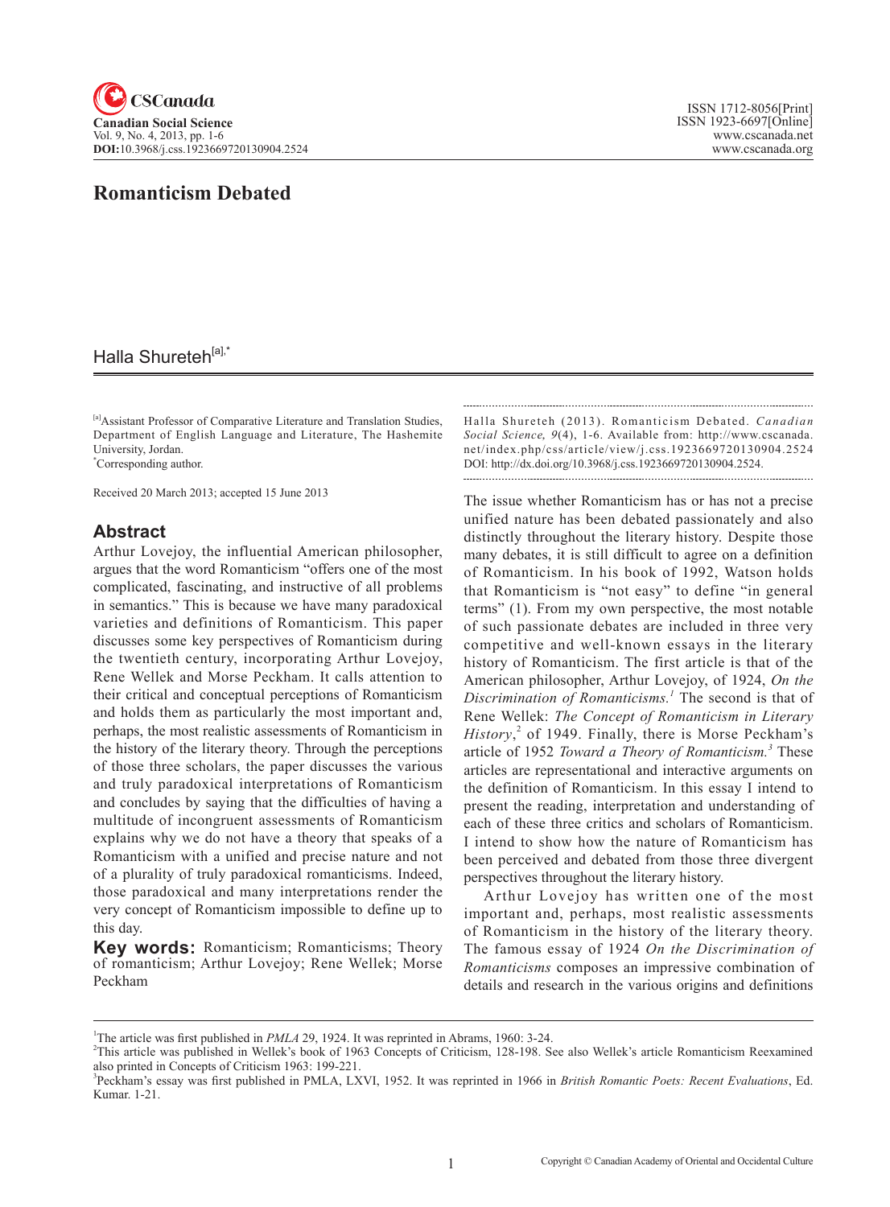# Romanticism Debated

## Halla Shureteh[a],*

[a]Assistant Professor of Comparative Literature and Translation Studies, Department of English Language and Literature, The Hashemite University, Jordan.
*Corresponding author.

Received 20 March 2013; accepted 15 June 2013

## Abstract

Arthur Lovejoy, the influential American philosopher, argues that the word Romanticism "offers one of the most complicated, fascinating, and instructive of all problems in semantics." This is because we have many paradoxical varieties and definitions of Romanticism. This paper discusses some key perspectives of Romanticism during the twentieth century, incorporating Arthur Lovejoy, Rene Wellek and Morse Peckham. It calls attention to their critical and conceptual perceptions of Romanticism and holds them as particularly the most important and, perhaps, the most realistic assessments of Romanticism in the history of the literary theory. Through the perceptions of those three scholars, the paper discusses the various and truly paradoxical interpretations of Romanticism and concludes by saying that the difficulties of having a multitude of incongruent assessments of Romanticism explains why we do not have a theory that speaks of a Romanticism with a unified and precise nature and not of a plurality of truly paradoxical romanticisms. Indeed, those paradoxical and many interpretations render the very concept of Romanticism impossible to define up to this day.

**Key words:** Romanticism; Romanticisms; Theory of romanticism; Arthur Lovejoy; Rene Wellek; Morse Peckham

Halla Shureteh (2013). Romanticism Debated. *Canadian Social Science, 9*(4), 1-6. Available from: http://www.cscanada.net/index.php/css/article/view/j.css.1923669720130904.2524 DOI: http://dx.doi.org/10.3968/j.css.1923669720130904.2524.

The issue whether Romanticism has or has not a precise unified nature has been debated passionately and also distinctly throughout the literary history. Despite those many debates, it is still difficult to agree on a definition of Romanticism. In his book of 1992, Watson holds that Romanticism is "not easy" to define "in general terms" (1). From my own perspective, the most notable of such passionate debates are included in three very competitive and well-known essays in the literary history of Romanticism. The first article is that of the American philosopher, Arthur Lovejoy, of 1924, *On the Discrimination of Romanticisms.*[1] The second is that of Rene Wellek: *The Concept of Romanticism in Literary History*,[2] of 1949. Finally, there is Morse Peckham's article of 1952 *Toward a Theory of Romanticism.*[3] These articles are representational and interactive arguments on the definition of Romanticism. In this essay I intend to present the reading, interpretation and understanding of each of these three critics and scholars of Romanticism. I intend to show how the nature of Romanticism has been perceived and debated from those three divergent perspectives throughout the literary history.

Arthur Lovejoy has written one of the most important and, perhaps, most realistic assessments of Romanticism in the history of the literary theory. The famous essay of 1924 *On the Discrimination of Romanticisms* composes an impressive combination of details and research in the various origins and definitions

---

[1]The article was first published in *PMLA* 29, 1924. It was reprinted in Abrams, 1960: 3-24.

[2]This article was published in Wellek's book of 1963 Concepts of Criticism, 128-198. See also Wellek's article Romanticism Reexamined also printed in Concepts of Criticism 1963: 199-221.

[3]Peckham's essay was first published in PMLA, LXVI, 1952. It was reprinted in 1966 in *British Romantic Poets: Recent Evaluations*, Ed. Kumar. 1-21.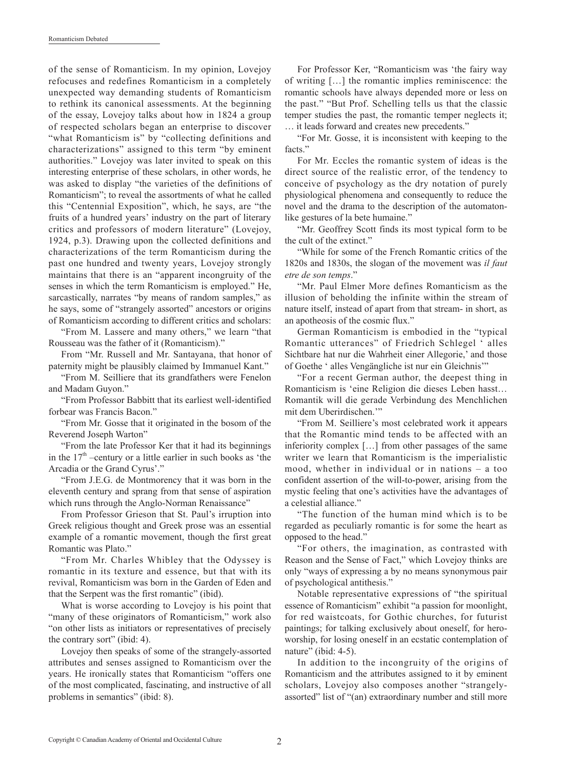of the sense of Romanticism. In my opinion, Lovejoy refocuses and redefines Romanticism in a completely unexpected way demanding students of Romanticism to rethink its canonical assessments. At the beginning of the essay, Lovejoy talks about how in 1824 a group of respected scholars began an enterprise to discover "what Romanticism is" by "collecting definitions and characterizations" assigned to this term "by eminent authorities." Lovejoy was later invited to speak on this interesting enterprise of these scholars, in other words, he was asked to display "the varieties of the definitions of Romanticism"; to reveal the assortments of what he called this "Centennial Exposition", which, he says, are "the fruits of a hundred years' industry on the part of literary critics and professors of modern literature" (Lovejoy, 1924, p.3). Drawing upon the collected definitions and characterizations of the term Romanticism during the past one hundred and twenty years, Lovejoy strongly maintains that there is an "apparent incongruity of the senses in which the term Romanticism is employed." He, sarcastically, narrates "by means of random samples," as he says, some of "strangely assorted" ancestors or origins of Romanticism according to different critics and scholars:

"From M. Lassere and many others," we learn "that Rousseau was the father of it (Romanticism)."

From "Mr. Russell and Mr. Santayana, that honor of paternity might be plausibly claimed by Immanuel Kant."

"From M. Seilliere that its grandfathers were Fenelon and Madam Guyon."

"From Professor Babbitt that its earliest well-identified forbear was Francis Bacon."

"From Mr. Gosse that it originated in the bosom of the Reverend Joseph Warton"

"From the late Professor Ker that it had its beginnings in the 17th –century or a little earlier in such books as 'the Arcadia or the Grand Cyrus'."

"From J.E.G. de Montmorency that it was born in the eleventh century and sprang from that sense of aspiration which runs through the Anglo-Norman Renaissance"

From Professor Grieson that St. Paul's irruption into Greek religious thought and Greek prose was an essential example of a romantic movement, though the first great Romantic was Plato."

"From Mr. Charles Whibley that the Odyssey is romantic in its texture and essence, but that with its revival, Romanticism was born in the Garden of Eden and that the Serpent was the first romantic" (ibid).

What is worse according to Lovejoy is his point that "many of these originators of Romanticism," work also "on other lists as initiators or representatives of precisely the contrary sort" (ibid: 4).

Lovejoy then speaks of some of the strangely-assorted attributes and senses assigned to Romanticism over the years. He ironically states that Romanticism "offers one of the most complicated, fascinating, and instructive of all problems in semantics" (ibid: 8).

For Professor Ker, "Romanticism was 'the fairy way of writing […] the romantic implies reminiscence: the romantic schools have always depended more or less on the past." "But Prof. Schelling tells us that the classic temper studies the past, the romantic temper neglects it; … it leads forward and creates new precedents."

"For Mr. Gosse, it is inconsistent with keeping to the facts."

For Mr. Eccles the romantic system of ideas is the direct source of the realistic error, of the tendency to conceive of psychology as the dry notation of purely physiological phenomena and consequently to reduce the novel and the drama to the description of the automaton-like gestures of la bete humaine."

"Mr. Geoffrey Scott finds its most typical form to be the cult of the extinct."

"While for some of the French Romantic critics of the 1820s and 1830s, the slogan of the movement was *il faut etre de son temps*."

"Mr. Paul Elmer More defines Romanticism as the illusion of beholding the infinite within the stream of nature itself, instead of apart from that stream- in short, as an apotheosis of the cosmic flux."

German Romanticism is embodied in the "typical Romantic utterances" of Friedrich Schlegel ' alles Sichtbare hat nur die Wahrheit einer Allegorie,' and those of Goethe ' alles Vengängliche ist nur ein Gleichnis'"

"For a recent German author, the deepest thing in Romanticism is 'eine Religion die dieses Leben hasst… Romantik will die gerade Verbindung des Menchlichen mit dem Uberirdischen.'"

"From M. Seilliere's most celebrated work it appears that the Romantic mind tends to be affected with an inferiority complex […] from other passages of the same writer we learn that Romanticism is the imperialistic mood, whether in individual or in nations – a too confident assertion of the will-to-power, arising from the mystic feeling that one's activities have the advantages of a celestial alliance."

"The function of the human mind which is to be regarded as peculiarly romantic is for some the heart as opposed to the head."

"For others, the imagination, as contrasted with Reason and the Sense of Fact," which Lovejoy thinks are only "ways of expressing a by no means synonymous pair of psychological antithesis."

Notable representative expressions of "the spiritual essence of Romanticism" exhibit "a passion for moonlight, for red waistcoats, for Gothic churches, for futurist paintings; for talking exclusively about oneself, for hero-worship, for losing oneself in an ecstatic contemplation of nature" (ibid: 4-5).

In addition to the incongruity of the origins of Romanticism and the attributes assigned to it by eminent scholars, Lovejoy also composes another "strangely-assorted" list of "(an) extraordinary number and still more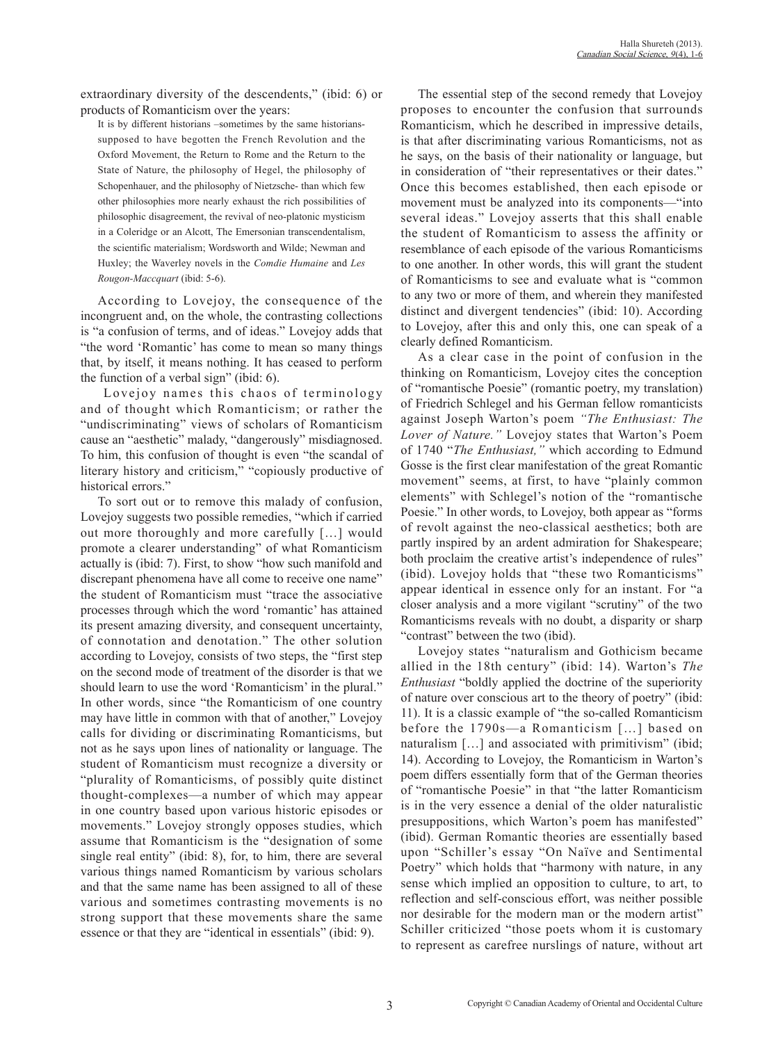extraordinary diversity of the descendents," (ibid: 6) or products of Romanticism over the years:

> It is by different historians –sometimes by the same historians-supposed to have begotten the French Revolution and the Oxford Movement, the Return to Rome and the Return to the State of Nature, the philosophy of Hegel, the philosophy of Schopenhauer, and the philosophy of Nietzsche- than which few other philosophies more nearly exhaust the rich possibilities of philosophic disagreement, the revival of neo-platonic mysticism in a Coleridge or an Alcott, The Emersonian transcendentalism, the scientific materialism; Wordsworth and Wilde; Newman and Huxley; the Waverley novels in the *Comdie Humaine* and *Les Rougon-Maccquart* (ibid: 5-6).

According to Lovejoy, the consequence of the incongruent and, on the whole, the contrasting collections is "a confusion of terms, and of ideas." Lovejoy adds that "the word 'Romantic' has come to mean so many things that, by itself, it means nothing. It has ceased to perform the function of a verbal sign" (ibid: 6).

Lovejoy names this chaos of terminology and of thought which Romanticism; or rather the "undiscriminating" views of scholars of Romanticism cause an "aesthetic" malady, "dangerously" misdiagnosed. To him, this confusion of thought is even "the scandal of literary history and criticism," "copiously productive of historical errors."

To sort out or to remove this malady of confusion, Lovejoy suggests two possible remedies, "which if carried out more thoroughly and more carefully […] would promote a clearer understanding" of what Romanticism actually is (ibid: 7). First, to show "how such manifold and discrepant phenomena have all come to receive one name" the student of Romanticism must "trace the associative processes through which the word 'romantic' has attained its present amazing diversity, and consequent uncertainty, of connotation and denotation." The other solution according to Lovejoy, consists of two steps, the "first step on the second mode of treatment of the disorder is that we should learn to use the word 'Romanticism' in the plural." In other words, since "the Romanticism of one country may have little in common with that of another," Lovejoy calls for dividing or discriminating Romanticisms, but not as he says upon lines of nationality or language. The student of Romanticism must recognize a diversity or "plurality of Romanticisms, of possibly quite distinct thought-complexes—a number of which may appear in one country based upon various historic episodes or movements." Lovejoy strongly opposes studies, which assume that Romanticism is the "designation of some single real entity" (ibid: 8), for, to him, there are several various things named Romanticism by various scholars and that the same name has been assigned to all of these various and sometimes contrasting movements is no strong support that these movements share the same essence or that they are "identical in essentials" (ibid: 9).

The essential step of the second remedy that Lovejoy proposes to encounter the confusion that surrounds Romanticism, which he described in impressive details, is that after discriminating various Romanticisms, not as he says, on the basis of their nationality or language, but in consideration of "their representatives or their dates." Once this becomes established, then each episode or movement must be analyzed into its components—"into several ideas." Lovejoy asserts that this shall enable the student of Romanticism to assess the affinity or resemblance of each episode of the various Romanticisms to one another. In other words, this will grant the student of Romanticisms to see and evaluate what is "common to any two or more of them, and wherein they manifested distinct and divergent tendencies" (ibid: 10). According to Lovejoy, after this and only this, one can speak of a clearly defined Romanticism.

As a clear case in the point of confusion in the thinking on Romanticism, Lovejoy cites the conception of "romantische Poesie" (romantic poetry, my translation) of Friedrich Schlegel and his German fellow romanticists against Joseph Warton's poem *"The Enthusiast: The Lover of Nature."* Lovejoy states that Warton's Poem of 1740 "*The Enthusiast,"* which according to Edmund Gosse is the first clear manifestation of the great Romantic movement" seems, at first, to have "plainly common elements" with Schlegel's notion of the "romantische Poesie." In other words, to Lovejoy, both appear as "forms of revolt against the neo-classical aesthetics; both are partly inspired by an ardent admiration for Shakespeare; both proclaim the creative artist's independence of rules" (ibid). Lovejoy holds that "these two Romanticisms" appear identical in essence only for an instant. For "a closer analysis and a more vigilant "scrutiny" of the two Romanticisms reveals with no doubt, a disparity or sharp "contrast" between the two (ibid).

Lovejoy states "naturalism and Gothicism became allied in the 18th century" (ibid: 14). Warton's *The Enthusiast* "boldly applied the doctrine of the superiority of nature over conscious art to the theory of poetry" (ibid: 11). It is a classic example of "the so-called Romanticism before the 1790s—a Romanticism […] based on naturalism […] and associated with primitivism" (ibid; 14). According to Lovejoy, the Romanticism in Warton's poem differs essentially form that of the German theories of "romantische Poesie" in that "the latter Romanticism is in the very essence a denial of the older naturalistic presuppositions, which Warton's poem has manifested" (ibid). German Romantic theories are essentially based upon "Schiller's essay "On Naïve and Sentimental Poetry" which holds that "harmony with nature, in any sense which implied an opposition to culture, to art, to reflection and self-conscious effort, was neither possible nor desirable for the modern man or the modern artist" Schiller criticized "those poets whom it is customary to represent as carefree nurslings of nature, without art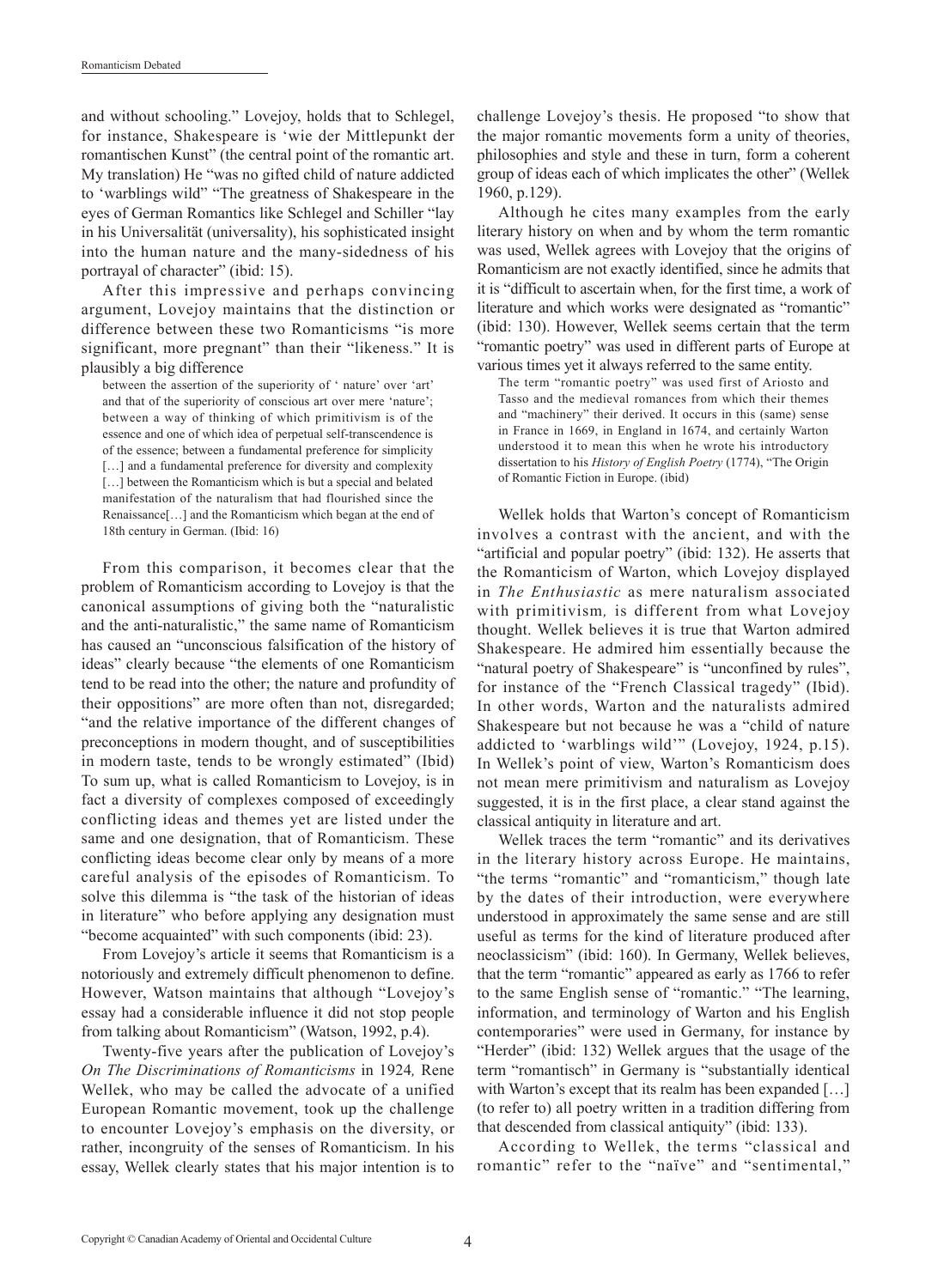and without schooling." Lovejoy, holds that to Schlegel, for instance, Shakespeare is 'wie der Mittlepunkt der romantischen Kunst" (the central point of the romantic art. My translation) He "was no gifted child of nature addicted to 'warblings wild'" "The greatness of Shakespeare in the eyes of German Romantics like Schlegel and Schiller "lay in his Universalität (universality), his sophisticated insight into the human nature and the many-sidedness of his portrayal of character" (ibid: 15).

After this impressive and perhaps convincing argument, Lovejoy maintains that the distinction or difference between these two Romanticisms "is more significant, more pregnant" than their "likeness." It is plausibly a big difference

> between the assertion of the superiority of ' nature' over 'art' and that of the superiority of conscious art over mere 'nature'; between a way of thinking of which primitivism is of the essence and one of which idea of perpetual self-transcendence is of the essence; between a fundamental preference for simplicity […] and a fundamental preference for diversity and complexity […] between the Romanticism which is but a special and belated manifestation of the naturalism that had flourished since the Renaissance[…] and the Romanticism which began at the end of 18th century in German. (Ibid: 16)

From this comparison, it becomes clear that the problem of Romanticism according to Lovejoy is that the canonical assumptions of giving both the "naturalistic and the anti-naturalistic," the same name of Romanticism has caused an "unconscious falsification of the history of ideas" clearly because "the elements of one Romanticism tend to be read into the other; the nature and profundity of their oppositions" are more often than not, disregarded; "and the relative importance of the different changes of preconceptions in modern thought, and of susceptibilities in modern taste, tends to be wrongly estimated" (Ibid) To sum up, what is called Romanticism to Lovejoy, is in fact a diversity of complexes composed of exceedingly conflicting ideas and themes yet are listed under the same and one designation, that of Romanticism. These conflicting ideas become clear only by means of a more careful analysis of the episodes of Romanticism. To solve this dilemma is "the task of the historian of ideas in literature" who before applying any designation must "become acquainted" with such components (ibid: 23).

From Lovejoy's article it seems that Romanticism is a notoriously and extremely difficult phenomenon to define. However, Watson maintains that although "Lovejoy's essay had a considerable influence it did not stop people from talking about Romanticism" (Watson, 1992, p.4).

Twenty-five years after the publication of Lovejoy's *On The Discriminations of Romanticisms* in 1924*,* Rene Wellek, who may be called the advocate of a unified European Romantic movement, took up the challenge to encounter Lovejoy's emphasis on the diversity, or rather, incongruity of the senses of Romanticism. In his essay, Wellek clearly states that his major intention is to challenge Lovejoy's thesis. He proposed "to show that the major romantic movements form a unity of theories, philosophies and style and these in turn, form a coherent group of ideas each of which implicates the other" (Wellek 1960, p.129).

Although he cites many examples from the early literary history on when and by whom the term romantic was used, Wellek agrees with Lovejoy that the origins of Romanticism are not exactly identified, since he admits that it is "difficult to ascertain when, for the first time, a work of literature and which works were designated as "romantic" (ibid: 130). However, Wellek seems certain that the term "romantic poetry" was used in different parts of Europe at various times yet it always referred to the same entity.

> The term "romantic poetry" was used first of Ariosto and Tasso and the medieval romances from which their themes and "machinery" their derived. It occurs in this (same) sense in France in 1669, in England in 1674, and certainly Warton understood it to mean this when he wrote his introductory dissertation to his *History of English Poetry* (1774), "The Origin of Romantic Fiction in Europe. (ibid)

Wellek holds that Warton's concept of Romanticism involves a contrast with the ancient, and with the "artificial and popular poetry" (ibid: 132). He asserts that the Romanticism of Warton, which Lovejoy displayed in *The Enthusiastic* as mere naturalism associated with primitivism*,* is different from what Lovejoy thought. Wellek believes it is true that Warton admired Shakespeare. He admired him essentially because the "natural poetry of Shakespeare" is "unconfined by rules", for instance of the "French Classical tragedy" (Ibid). In other words, Warton and the naturalists admired Shakespeare but not because he was a "child of nature addicted to 'warblings wild'" (Lovejoy, 1924, p.15). In Wellek's point of view, Warton's Romanticism does not mean mere primitivism and naturalism as Lovejoy suggested, it is in the first place, a clear stand against the classical antiquity in literature and art.

Wellek traces the term "romantic" and its derivatives in the literary history across Europe. He maintains, "the terms "romantic" and "romanticism," though late by the dates of their introduction, were everywhere understood in approximately the same sense and are still useful as terms for the kind of literature produced after neoclassicism" (ibid: 160). In Germany, Wellek believes, that the term "romantic" appeared as early as 1766 to refer to the same English sense of "romantic." "The learning, information, and terminology of Warton and his English contemporaries" were used in Germany, for instance by "Herder" (ibid: 132) Wellek argues that the usage of the term "romantisch" in Germany is "substantially identical with Warton's except that its realm has been expanded […] (to refer to) all poetry written in a tradition differing from that descended from classical antiquity" (ibid: 133).

According to Wellek, the terms "classical and romantic" refer to the "naïve" and "sentimental,"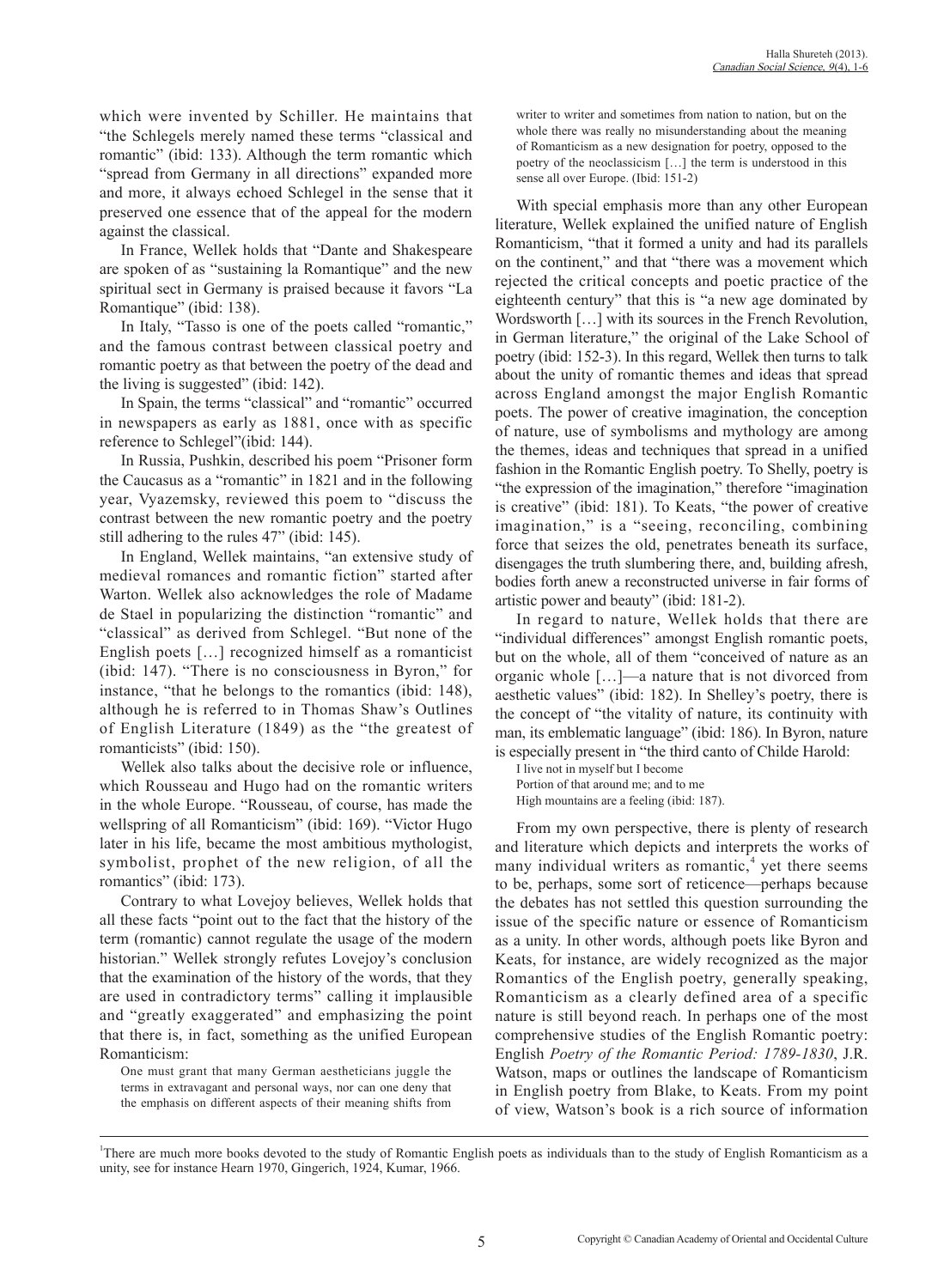which were invented by Schiller. He maintains that "the Schlegels merely named these terms "classical and romantic" (ibid: 133). Although the term romantic which "spread from Germany in all directions" expanded more and more, it always echoed Schlegel in the sense that it preserved one essence that of the appeal for the modern against the classical.

In France, Wellek holds that "Dante and Shakespeare are spoken of as "sustaining la Romantique" and the new spiritual sect in Germany is praised because it favors "La Romantique" (ibid: 138).

In Italy, "Tasso is one of the poets called "romantic," and the famous contrast between classical poetry and romantic poetry as that between the poetry of the dead and the living is suggested" (ibid: 142).

In Spain, the terms "classical" and "romantic" occurred in newspapers as early as 1881, once with as specific reference to Schlegel"(ibid: 144).

In Russia, Pushkin, described his poem "Prisoner form the Caucasus as a "romantic" in 1821 and in the following year, Vyazemsky, reviewed this poem to "discuss the contrast between the new romantic poetry and the poetry still adhering to the rules 47" (ibid: 145).

In England, Wellek maintains, "an extensive study of medieval romances and romantic fiction" started after Warton. Wellek also acknowledges the role of Madame de Stael in popularizing the distinction "romantic" and "classical" as derived from Schlegel. "But none of the English poets […] recognized himself as a romanticist (ibid: 147). "There is no consciousness in Byron," for instance, "that he belongs to the romantics (ibid: 148), although he is referred to in Thomas Shaw's Outlines of English Literature (1849) as the "the greatest of romanticists" (ibid: 150).

Wellek also talks about the decisive role or influence, which Rousseau and Hugo had on the romantic writers in the whole Europe. "Rousseau, of course, has made the wellspring of all Romanticism" (ibid: 169). "Victor Hugo later in his life, became the most ambitious mythologist, symbolist, prophet of the new religion, of all the romantics" (ibid: 173).

Contrary to what Lovejoy believes, Wellek holds that all these facts "point out to the fact that the history of the term (romantic) cannot regulate the usage of the modern historian." Wellek strongly refutes Lovejoy's conclusion that the examination of the history of the words, that they are used in contradictory terms" calling it implausible and "greatly exaggerated" and emphasizing the point that there is, in fact, something as the unified European Romanticism:

> One must grant that many German aestheticians juggle the terms in extravagant and personal ways, nor can one deny that the emphasis on different aspects of their meaning shifts from writer to writer and sometimes from nation to nation, but on the whole there was really no misunderstanding about the meaning of Romanticism as a new designation for poetry, opposed to the poetry of the neoclassicism […] the term is understood in this sense all over Europe. (Ibid: 151-2)

With special emphasis more than any other European literature, Wellek explained the unified nature of English Romanticism, "that it formed a unity and had its parallels on the continent," and that "there was a movement which rejected the critical concepts and poetic practice of the eighteenth century" that this is "a new age dominated by Wordsworth […] with its sources in the French Revolution, in German literature," the original of the Lake School of poetry (ibid: 152-3). In this regard, Wellek then turns to talk about the unity of romantic themes and ideas that spread across England amongst the major English Romantic poets. The power of creative imagination, the conception of nature, use of symbolisms and mythology are among the themes, ideas and techniques that spread in a unified fashion in the Romantic English poetry. To Shelly, poetry is "the expression of the imagination," therefore "imagination is creative" (ibid: 181). To Keats, "the power of creative imagination," is a "seeing, reconciling, combining force that seizes the old, penetrates beneath its surface, disengages the truth slumbering there, and, building afresh, bodies forth anew a reconstructed universe in fair forms of artistic power and beauty" (ibid: 181-2).

In regard to nature, Wellek holds that there are "individual differences" amongst English romantic poets, but on the whole, all of them "conceived of nature as an organic whole […]—a nature that is not divorced from aesthetic values" (ibid: 182). In Shelley's poetry, there is the concept of "the vitality of nature, its continuity with man, its emblematic language" (ibid: 186). In Byron, nature is especially present in "the third canto of Childe Harold:

> I live not in myself but I become
> Portion of that around me; and to me
> High mountains are a feeling (ibid: 187).

From my own perspective, there is plenty of research and literature which depicts and interprets the works of many individual writers as romantic,[4] yet there seems to be, perhaps, some sort of reticence—perhaps because the debates has not settled this question surrounding the issue of the specific nature or essence of Romanticism as a unity. In other words, although poets like Byron and Keats, for instance, are widely recognized as the major Romantics of the English poetry, generally speaking, Romanticism as a clearly defined area of a specific nature is still beyond reach. In perhaps one of the most comprehensive studies of the English Romantic poetry: English *Poetry of the Romantic Period: 1789-1830*, J.R. Watson, maps or outlines the landscape of Romanticism in English poetry from Blake, to Keats. From my point of view, Watson's book is a rich source of information

---

[1]There are much more books devoted to the study of Romantic English poets as individuals than to the study of English Romanticism as a unity, see for instance Hearn 1970, Gingerich, 1924, Kumar, 1966.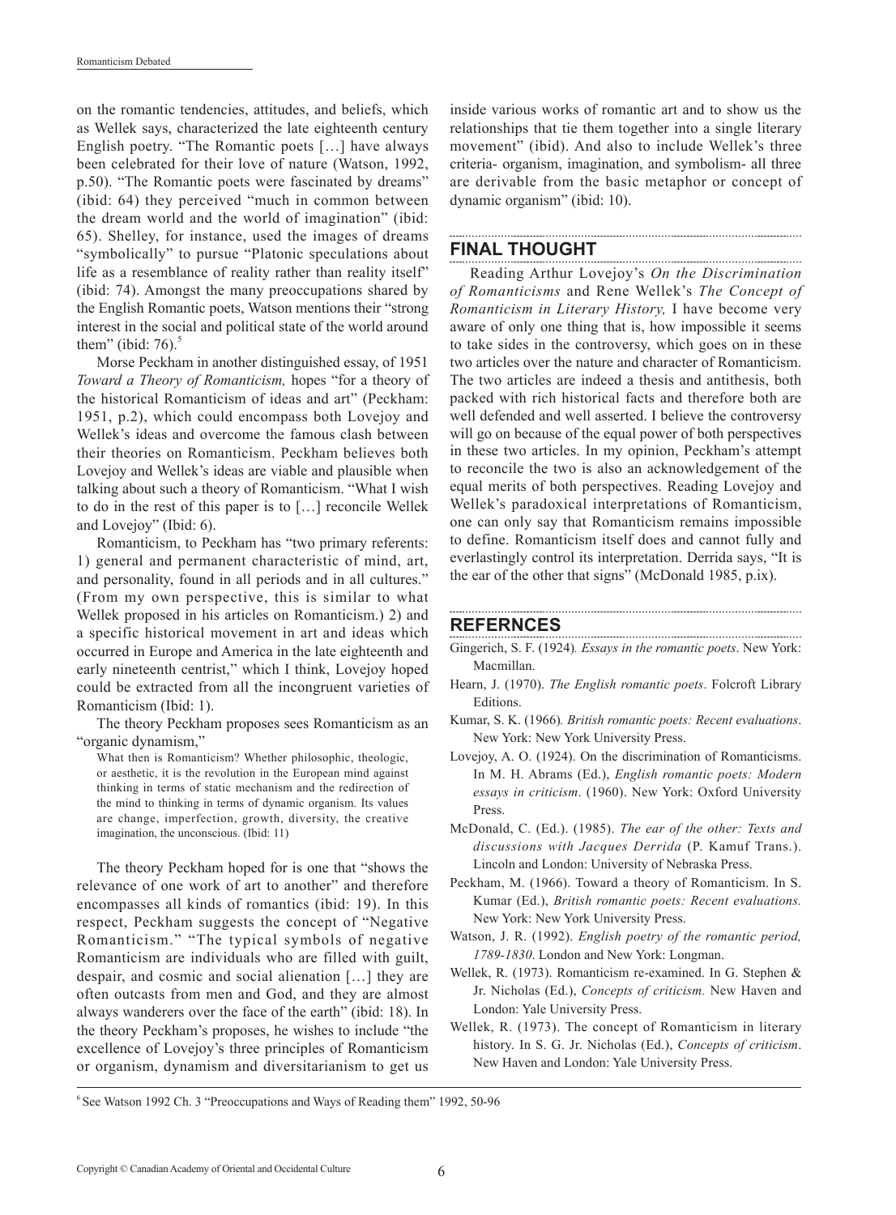on the romantic tendencies, attitudes, and beliefs, which as Wellek says, characterized the late eighteenth century English poetry. "The Romantic poets […] have always been celebrated for their love of nature (Watson, 1992, p.50). "The Romantic poets were fascinated by dreams" (ibid: 64) they perceived "much in common between the dream world and the world of imagination" (ibid: 65). Shelley, for instance, used the images of dreams "symbolically" to pursue "Platonic speculations about life as a resemblance of reality rather than reality itself" (ibid: 74). Amongst the many preoccupations shared by the English Romantic poets, Watson mentions their "strong interest in the social and political state of the world around them" (ibid: 76).[5]

Morse Peckham in another distinguished essay, of 1951 *Toward a Theory of Romanticism,* hopes "for a theory of the historical Romanticism of ideas and art" (Peckham: 1951, p.2), which could encompass both Lovejoy and Wellek's ideas and overcome the famous clash between their theories on Romanticism. Peckham believes both Lovejoy and Wellek's ideas are viable and plausible when talking about such a theory of Romanticism. "What I wish to do in the rest of this paper is to […] reconcile Wellek and Lovejoy" (Ibid: 6).

Romanticism, to Peckham has "two primary referents: 1) general and permanent characteristic of mind, art, and personality, found in all periods and in all cultures." (From my own perspective, this is similar to what Wellek proposed in his articles on Romanticism.) 2) and a specific historical movement in art and ideas which occurred in Europe and America in the late eighteenth and early nineteenth centrist," which I think, Lovejoy hoped could be extracted from all the incongruent varieties of Romanticism (Ibid: 1).

The theory Peckham proposes sees Romanticism as an "organic dynamism,"

> What then is Romanticism? Whether philosophic, theologic, or aesthetic, it is the revolution in the European mind against thinking in terms of static mechanism and the redirection of the mind to thinking in terms of dynamic organism. Its values are change, imperfection, growth, diversity, the creative imagination, the unconscious. (Ibid: 11)

The theory Peckham hoped for is one that "shows the relevance of one work of art to another" and therefore encompasses all kinds of romantics (ibid: 19). In this respect, Peckham suggests the concept of "Negative Romanticism." "The typical symbols of negative Romanticism are individuals who are filled with guilt, despair, and cosmic and social alienation […] they are often outcasts from men and God, and they are almost always wanderers over the face of the earth" (ibid: 18). In the theory Peckham's proposes, he wishes to include "the excellence of Lovejoy's three principles of Romanticism or organism, dynamism and diversitarianism to get us inside various works of romantic art and to show us the relationships that tie them together into a single literary movement" (ibid). And also to include Wellek's three criteria- organism, imagination, and symbolism- all three are derivable from the basic metaphor or concept of dynamic organism" (ibid: 10).

## FINAL THOUGHT

Reading Arthur Lovejoy's *On the Discrimination of Romanticisms* and Rene Wellek's *The Concept of Romanticism in Literary History,* I have become very aware of only one thing that is, how impossible it seems to take sides in the controversy, which goes on in these two articles over the nature and character of Romanticism. The two articles are indeed a thesis and antithesis, both packed with rich historical facts and therefore both are well defended and well asserted. I believe the controversy will go on because of the equal power of both perspectives in these two articles. In my opinion, Peckham's attempt to reconcile the two is also an acknowledgement of the equal merits of both perspectives. Reading Lovejoy and Wellek's paradoxical interpretations of Romanticism, one can only say that Romanticism remains impossible to define. Romanticism itself does and cannot fully and everlastingly control its interpretation. Derrida says, "It is the ear of the other that signs" (McDonald 1985, p.ix).

## REFERNCES

Gingerich, S. F. (1924). *Essays in the romantic poets*. New York: Macmillan.

Hearn, J. (1970). *The English romantic poets*. Folcroft Library Editions.

Kumar, S. K. (1966). *British romantic poets: Recent evaluations*. New York: New York University Press.

Lovejoy, A. O. (1924). On the discrimination of Romanticisms. In M. H. Abrams (Ed.), *English romantic poets: Modern essays in criticism*. (1960). New York: Oxford University Press.

McDonald, C. (Ed.). (1985). *The ear of the other: Texts and discussions with Jacques Derrida* (P. Kamuf Trans.). Lincoln and London: University of Nebraska Press.

Peckham, M. (1966). Toward a theory of Romanticism. In S. Kumar (Ed.), *British romantic poets: Recent evaluations.* New York: New York University Press.

Watson, J. R. (1992). *English poetry of the romantic period, 1789-1830*. London and New York: Longman.

Wellek, R. (1973). Romanticism re-examined. In G. Stephen & Jr. Nicholas (Ed.), *Concepts of criticism.* New Haven and London: Yale University Press.

Wellek, R. (1973). The concept of Romanticism in literary history. In S. G. Jr. Nicholas (Ed.), *Concepts of criticism*. New Haven and London: Yale University Press.

---

[6] See Watson 1992 Ch. 3 "Preoccupations and Ways of Reading them" 1992, 50-96